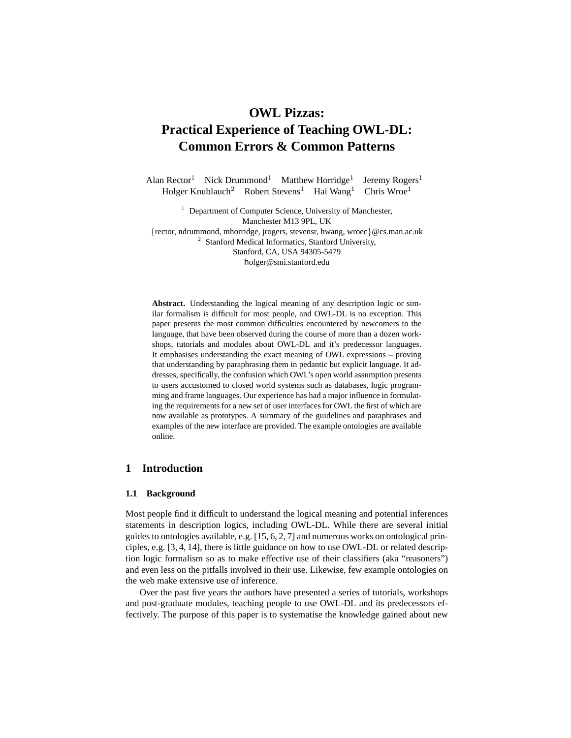# OWL Pizzas: Practical Experience of Teaching OWL-DL: Common Errors & Common Patterns

Alan Rector[1] Nick Drummond[1] Matthew Horridge[1] Jeremy Rogers[1] Holger Knublauch[2] Robert Stevens[1] Hai Wang[1] Chris Wroe[1]

[1] Department of Computer Science, University of Manchester, Manchester M13 9PL, UK
{rector, ndrummond, mhorridge, jrogers, stevensr, hwang, wroec}@cs.man.ac.uk

[2] Stanford Medical Informatics, Stanford University, Stanford, CA, USA 94305-5479
holger@smi.stanford.edu

**Abstract.** Understanding the logical meaning of any description logic or similar formalism is difficult for most people, and OWL-DL is no exception. This paper presents the most common difficulties encountered by newcomers to the language, that have been observed during the course of more than a dozen workshops, tutorials and modules about OWL-DL and it's predecessor languages. It emphasises understanding the exact meaning of OWL expressions – proving that understanding by paraphrasing them in pedantic but explicit language. It addresses, specifically, the confusion which OWL's open world assumption presents to users accustomed to closed world systems such as databases, logic programming and frame languages. Our experience has had a major influence in formulating the requirements for a new set of user interfaces for OWL the first of which are now available as prototypes. A summary of the guidelines and paraphrases and examples of the new interface are provided. The example ontologies are available online.

## 1 Introduction

### 1.1 Background

Most people find it difficult to understand the logical meaning and potential inferences statements in description logics, including OWL-DL. While there are several initial guides to ontologies available, e.g. [15, 6, 2, 7] and numerous works on ontological principles, e.g. [3, 4, 14], there is little guidance on how to use OWL-DL or related description logic formalism so as to make effective use of their classifiers (aka "reasoners") and even less on the pitfalls involved in their use. Likewise, few example ontologies on the web make extensive use of inference.

Over the past five years the authors have presented a series of tutorials, workshops and post-graduate modules, teaching people to use OWL-DL and its predecessors effectively. The purpose of this paper is to systematise the knowledge gained about new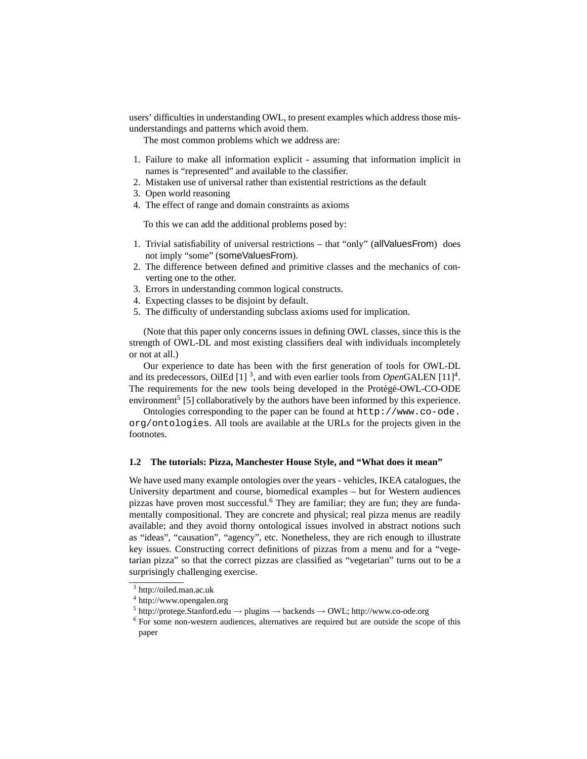users' difficulties in understanding OWL, to present examples which address those misunderstandings and patterns which avoid them.

The most common problems which we address are:

1. Failure to make all information explicit - assuming that information implicit in names is "represented" and available to the classifier.
2. Mistaken use of universal rather than existential restrictions as the default
3. Open world reasoning
4. The effect of range and domain constraints as axioms

To this we can add the additional problems posed by:

1. Trivial satisfiability of universal restrictions – that "only" (allValuesFrom) does not imply "some" (someValuesFrom).
2. The difference between defined and primitive classes and the mechanics of converting one to the other.
3. Errors in understanding common logical constructs.
4. Expecting classes to be disjoint by default.
5. The difficulty of understanding subclass axioms used for implication.

(Note that this paper only concerns issues in defining OWL classes, since this is the strength of OWL-DL and most existing classifiers deal with individuals incompletely or not at all.)

Our experience to date has been with the first generation of tools for OWL-DL and its predecessors, OilEd [1] [3], and with even earlier tools from *Open*GALEN [11][4]. The requirements for the new tools being developed in the Protégé-OWL-CO-ODE environment[5] [5] collaboratively by the authors have been informed by this experience.

Ontologies corresponding to the paper can be found at `http://www.co-ode.org/ontologies`. All tools are available at the URLs for the projects given in the footnotes.

### 1.2 The tutorials: Pizza, Manchester House Style, and "What does it mean"

We have used many example ontologies over the years - vehicles, IKEA catalogues, the University department and course, biomedical examples – but for Western audiences pizzas have proven most successful.[6] They are familiar; they are fun; they are fundamentally compositional. They are concrete and physical; real pizza menus are readily available; and they avoid thorny ontological issues involved in abstract notions such as "ideas", "causation", "agency", etc. Nonetheless, they are rich enough to illustrate key issues. Constructing correct definitions of pizzas from a menu and for a "vegetarian pizza" so that the correct pizzas are classified as "vegetarian" turns out to be a surprisingly challenging exercise.

---

[3] http://oiled.man.ac.uk

[4] http://www.opengalen.org

[5] http://protege.Stanford.edu → plugins → backends → OWL; http://www.co-ode.org

[6] For some non-western audiences, alternatives are required but are outside the scope of this paper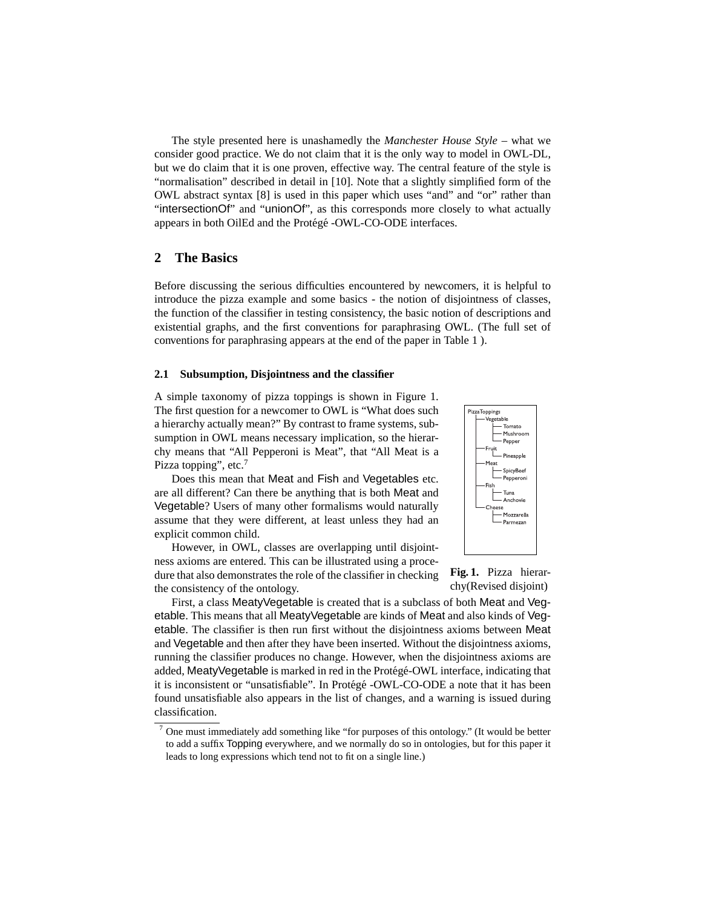The style presented here is unashamedly the *Manchester House Style* – what we consider good practice. We do not claim that it is the only way to model in OWL-DL, but we do claim that it is one proven, effective way. The central feature of the style is "normalisation" described in detail in [10]. Note that a slightly simplified form of the OWL abstract syntax [8] is used in this paper which uses "and" and "or" rather than "intersectionOf" and "unionOf", as this corresponds more closely to what actually appears in both OilEd and the Protégé -OWL-CO-ODE interfaces.

## 2 The Basics

Before discussing the serious difficulties encountered by newcomers, it is helpful to introduce the pizza example and some basics - the notion of disjointness of classes, the function of the classifier in testing consistency, the basic notion of descriptions and existential graphs, and the first conventions for paraphrasing OWL. (The full set of conventions for paraphrasing appears at the end of the paper in Table 1 ).

### 2.1 Subsumption, Disjointness and the classifier

A simple taxonomy of pizza toppings is shown in Figure 1. The first question for a newcomer to OWL is "What does such a hierarchy actually mean?" By contrast to frame systems, subsumption in OWL means necessary implication, so the hierarchy means that "All Pepperoni is Meat", that "All Meat is a Pizza topping", etc.[7]

```
PizzaToppings
 ├─ Vegetable
 │   ├─ Tomato
 │   ├─ Mushroom
 │   └─ Pepper
 ├─ Fruit
 │   └─ Pineapple
 ├─ Meat
 │   ├─ SpicyBeef
 │   └─ Pepperoni
 ├─ Fish
 │   ├─ Tuna
 │   └─ Anchovie
 └─ Cheese
     ├─ Mozzarella
     └─ Parmezan
```

**Fig. 1.** Pizza hierarchy(Revised disjoint)

Does this mean that Meat and Fish and Vegetables etc. are all different? Can there be anything that is both Meat and Vegetable? Users of many other formalisms would naturally assume that they were different, at least unless they had an explicit common child.

However, in OWL, classes are overlapping until disjointness axioms are entered. This can be illustrated using a procedure that also demonstrates the role of the classifier in checking the consistency of the ontology.

First, a class MeatyVegetable is created that is a subclass of both Meat and Vegetable. This means that all MeatyVegetable are kinds of Meat and also kinds of Vegetable. The classifier is then run first without the disjointness axioms between Meat and Vegetable and then after they have been inserted. Without the disjointness axioms, running the classifier produces no change. However, when the disjointness axioms are added, MeatyVegetable is marked in red in the Protégé-OWL interface, indicating that it is inconsistent or "unsatisfiable". In Protégé -OWL-CO-ODE a note that it has been found unsatisfiable also appears in the list of changes, and a warning is issued during classification.

[7] One must immediately add something like "for purposes of this ontology." (It would be better to add a suffix Topping everywhere, and we normally do so in ontologies, but for this paper it leads to long expressions which tend not to fit on a single line.)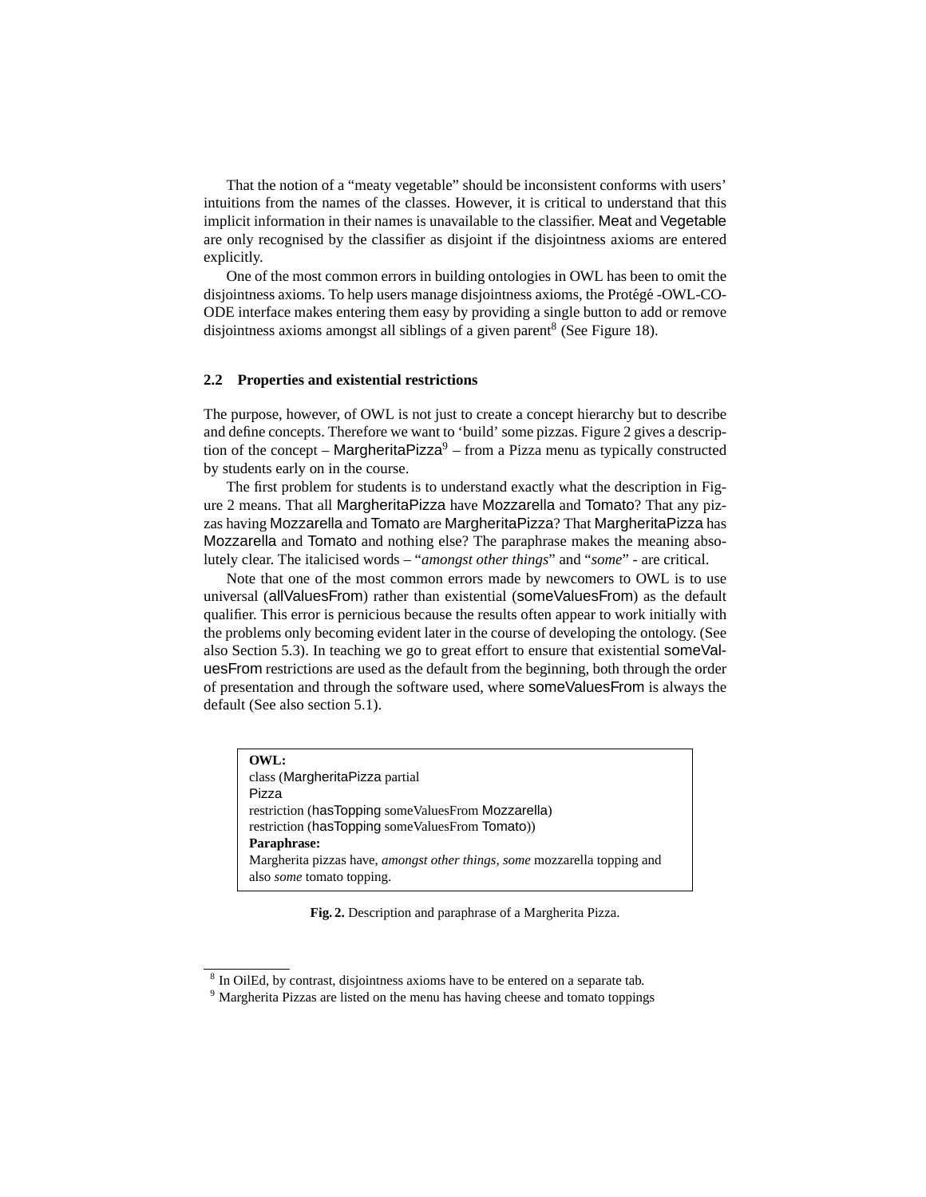That the notion of a "meaty vegetable" should be inconsistent conforms with users' intuitions from the names of the classes. However, it is critical to understand that this implicit information in their names is unavailable to the classifier. Meat and Vegetable are only recognised by the classifier as disjoint if the disjointness axioms are entered explicitly.

One of the most common errors in building ontologies in OWL has been to omit the disjointness axioms. To help users manage disjointness axioms, the Protégé -OWL-CO-ODE interface makes entering them easy by providing a single button to add or remove disjointness axioms amongst all siblings of a given parent[8] (See Figure 18).

### 2.2 Properties and existential restrictions

The purpose, however, of OWL is not just to create a concept hierarchy but to describe and define concepts. Therefore we want to 'build' some pizzas. Figure 2 gives a description of the concept – MargheritaPizza[9] – from a Pizza menu as typically constructed by students early on in the course.

The first problem for students is to understand exactly what the description in Figure 2 means. That all MargheritaPizza have Mozzarella and Tomato? That any pizzas having Mozzarella and Tomato are MargheritaPizza? That MargheritaPizza has Mozzarella and Tomato and nothing else? The paraphrase makes the meaning absolutely clear. The italicised words – "*amongst other things*" and "*some*" - are critical.

Note that one of the most common errors made by newcomers to OWL is to use universal (allValuesFrom) rather than existential (someValuesFrom) as the default qualifier. This error is pernicious because the results often appear to work initially with the problems only becoming evident later in the course of developing the ontology. (See also Section 5.3). In teaching we go to great effort to ensure that existential someValuesFrom restrictions are used as the default from the beginning, both through the order of presentation and through the software used, where someValuesFrom is always the default (See also section 5.1).

**OWL:**
class (MargheritaPizza partial
Pizza
restriction (hasTopping someValuesFrom Mozzarella)
restriction (hasTopping someValuesFrom Tomato))
**Paraphrase:**
Margherita pizzas have, *amongst other things*, *some* mozzarella topping and also *some* tomato topping.

**Fig. 2.** Description and paraphrase of a Margherita Pizza.

---

[8] In OilEd, by contrast, disjointness axioms have to be entered on a separate tab.

[9] Margherita Pizzas are listed on the menu has having cheese and tomato toppings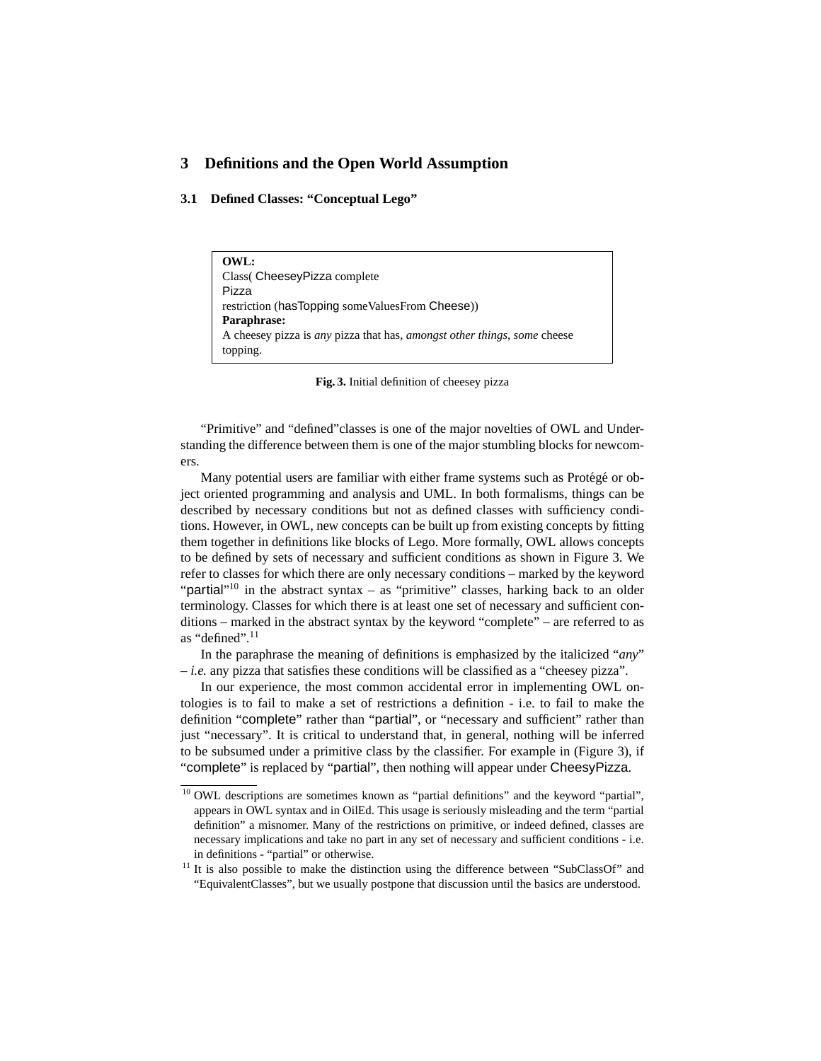## 3 Definitions and the Open World Assumption

### 3.1 Defined Classes: "Conceptual Lego"

**OWL:**
Class( CheeseyPizza complete
Pizza
restriction (hasTopping someValuesFrom Cheese))
**Paraphrase:**
A cheesey pizza is *any* pizza that has, *amongst other things*, *some* cheese topping.

**Fig. 3.** Initial definition of cheesey pizza

"Primitive" and "defined"classes is one of the major novelties of OWL and Understanding the difference between them is one of the major stumbling blocks for newcomers.

Many potential users are familiar with either frame systems such as Protégé or object oriented programming and analysis and UML. In both formalisms, things can be described by necessary conditions but not as defined classes with sufficiency conditions. However, in OWL, new concepts can be built up from existing concepts by fitting them together in definitions like blocks of Lego. More formally, OWL allows concepts to be defined by sets of necessary and sufficient conditions as shown in Figure 3. We refer to classes for which there are only necessary conditions – marked by the keyword "partial"[10] in the abstract syntax – as "primitive" classes, harking back to an older terminology. Classes for which there is at least one set of necessary and sufficient conditions – marked in the abstract syntax by the keyword "complete" – are referred to as as "defined".[11]

In the paraphrase the meaning of definitions is emphasized by the italicized "*any*" – *i.e.* any pizza that satisfies these conditions will be classified as a "cheesey pizza".

In our experience, the most common accidental error in implementing OWL ontologies is to fail to make a set of restrictions a definition - i.e. to fail to make the definition "complete" rather than "partial", or "necessary and sufficient" rather than just "necessary". It is critical to understand that, in general, nothing will be inferred to be subsumed under a primitive class by the classifier. For example in (Figure 3), if "complete" is replaced by "partial", then nothing will appear under CheesyPizza.

[10] OWL descriptions are sometimes known as "partial definitions" and the keyword "partial", appears in OWL syntax and in OilEd. This usage is seriously misleading and the term "partial definition" a misnomer. Many of the restrictions on primitive, or indeed defined, classes are necessary implications and take no part in any set of necessary and sufficient conditions - i.e. in definitions - "partial" or otherwise.

[11] It is also possible to make the distinction using the difference between "SubClassOf" and "EquivalentClasses", but we usually postpone that discussion until the basics are understood.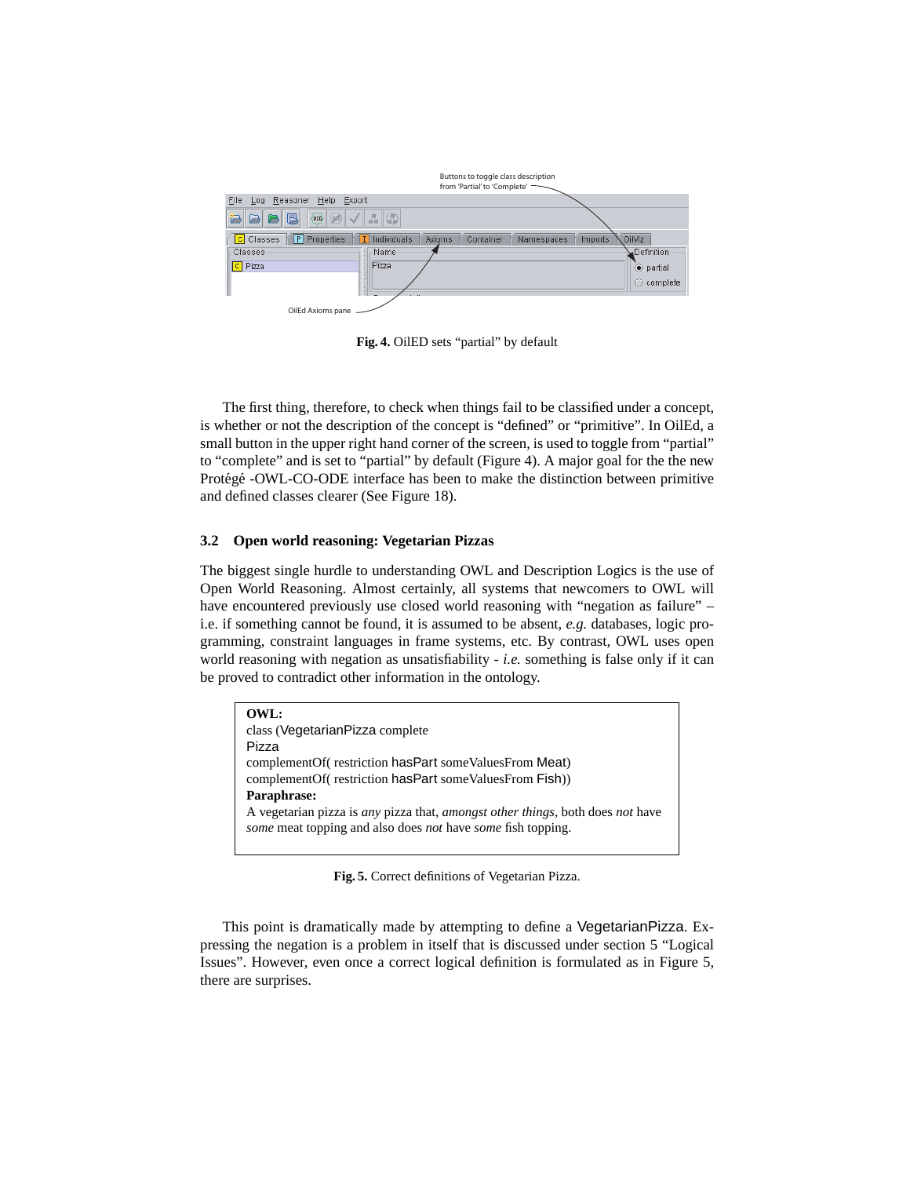Fig. 4. OilED sets “partial” by default

The first thing, therefore, to check when things fail to be classified under a concept, is whether or not the description of the concept is “defined” or “primitive”. In OilEd, a small button in the upper right hand corner of the screen, is used to toggle from “partial” to “complete” and is set to “partial” by default (Figure 4). A major goal for the the new Protégé -OWL-CO-ODE interface has been to make the distinction between primitive and defined classes clearer (See Figure 18).

### 3.2 Open world reasoning: Vegetarian Pizzas

The biggest single hurdle to understanding OWL and Description Logics is the use of Open World Reasoning. Almost certainly, all systems that newcomers to OWL will have encountered previously use closed world reasoning with “negation as failure” – i.e. if something cannot be found, it is assumed to be absent, *e.g.* databases, logic programming, constraint languages in frame systems, etc. By contrast, OWL uses open world reasoning with negation as unsatisfiability - *i.e.* something is false only if it can be proved to contradict other information in the ontology.

**OWL:**
class (VegetarianPizza complete
Pizza
complementOf( restriction hasPart someValuesFrom Meat)
complementOf( restriction hasPart someValuesFrom Fish))
**Paraphrase:**
A vegetarian pizza is *any* pizza that, *amongst other things*, both does *not* have *some* meat topping and also does *not* have *some* fish topping.

**Fig. 5.** Correct definitions of Vegetarian Pizza.

This point is dramatically made by attempting to define a VegetarianPizza. Expressing the negation is a problem in itself that is discussed under section 5 “Logical Issues”. However, even once a correct logical definition is formulated as in Figure 5, there are surprises.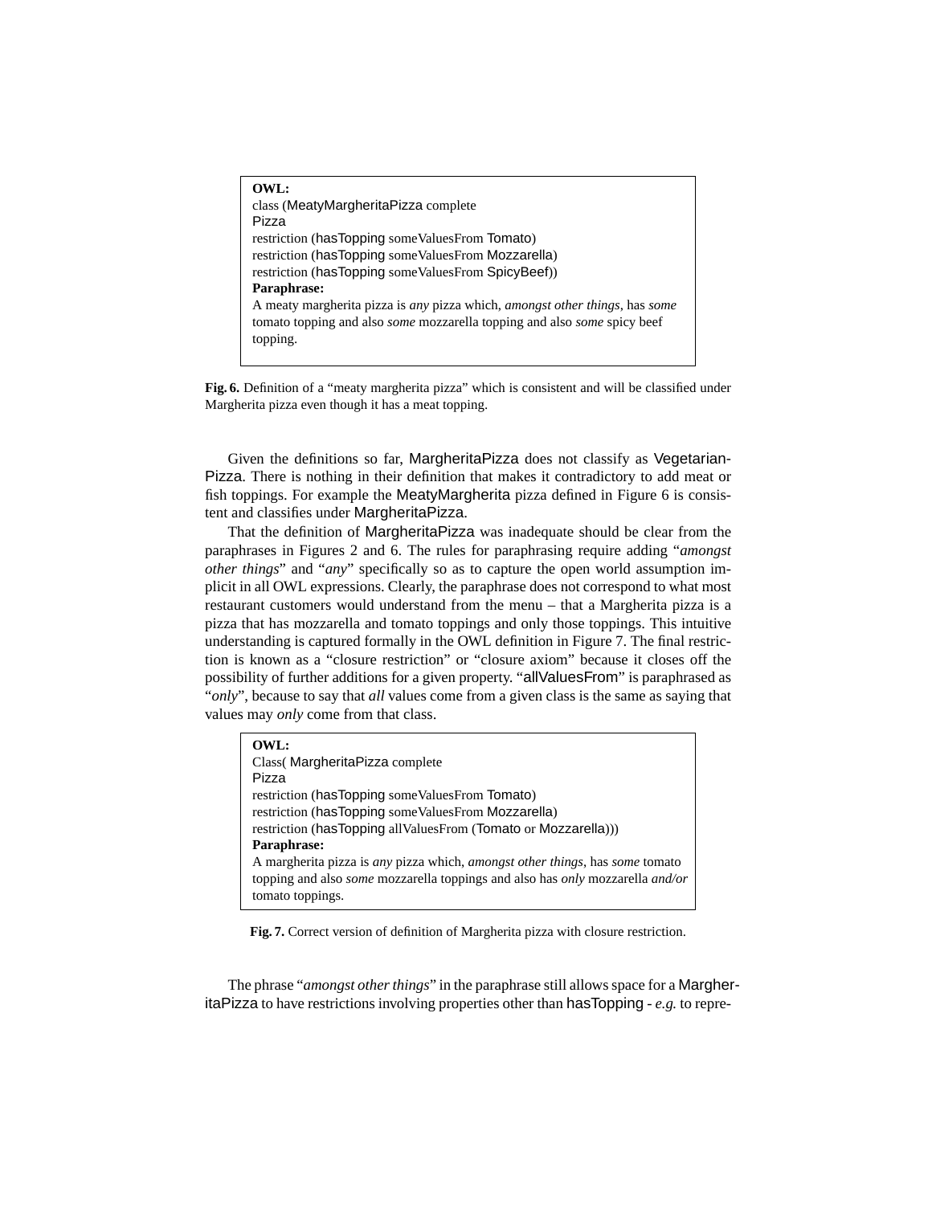**OWL:**
class (MeatyMargheritaPizza complete
Pizza
restriction (hasTopping someValuesFrom Tomato)
restriction (hasTopping someValuesFrom Mozzarella)
restriction (hasTopping someValuesFrom SpicyBeef))
**Paraphrase:**
A meaty margherita pizza is *any* pizza which, *amongst other things*, has *some* tomato topping and also *some* mozzarella topping and also *some* spicy beef topping.

**Fig. 6.** Definition of a "meaty margherita pizza" which is consistent and will be classified under Margherita pizza even though it has a meat topping.

Given the definitions so far, MargheritaPizza does not classify as VegetarianPizza. There is nothing in their definition that makes it contradictory to add meat or fish toppings. For example the MeatyMargherita pizza defined in Figure 6 is consistent and classifies under MargheritaPizza.

That the definition of MargheritaPizza was inadequate should be clear from the paraphrases in Figures 2 and 6. The rules for paraphrasing require adding "*amongst other things*" and "*any*" specifically so as to capture the open world assumption implicit in all OWL expressions. Clearly, the paraphrase does not correspond to what most restaurant customers would understand from the menu – that a Margherita pizza is a pizza that has mozzarella and tomato toppings and only those toppings. This intuitive understanding is captured formally in the OWL definition in Figure 7. The final restriction is known as a "closure restriction" or "closure axiom" because it closes off the possibility of further additions for a given property. "allValuesFrom" is paraphrased as "*only*", because to say that *all* values come from a given class is the same as saying that values may *only* come from that class.

**OWL:**
Class( MargheritaPizza complete
Pizza
restriction (hasTopping someValuesFrom Tomato)
restriction (hasTopping someValuesFrom Mozzarella)
restriction (hasTopping allValuesFrom (Tomato or Mozzarella)))
**Paraphrase:**
A margherita pizza is *any* pizza which, *amongst other things*, has *some* tomato topping and also *some* mozzarella toppings and also has *only* mozzarella *and/or* tomato toppings.

**Fig. 7.** Correct version of definition of Margherita pizza with closure restriction.

The phrase "*amongst other things*" in the paraphrase still allows space for a MargheritaPizza to have restrictions involving properties other than hasTopping - *e.g.* to repre-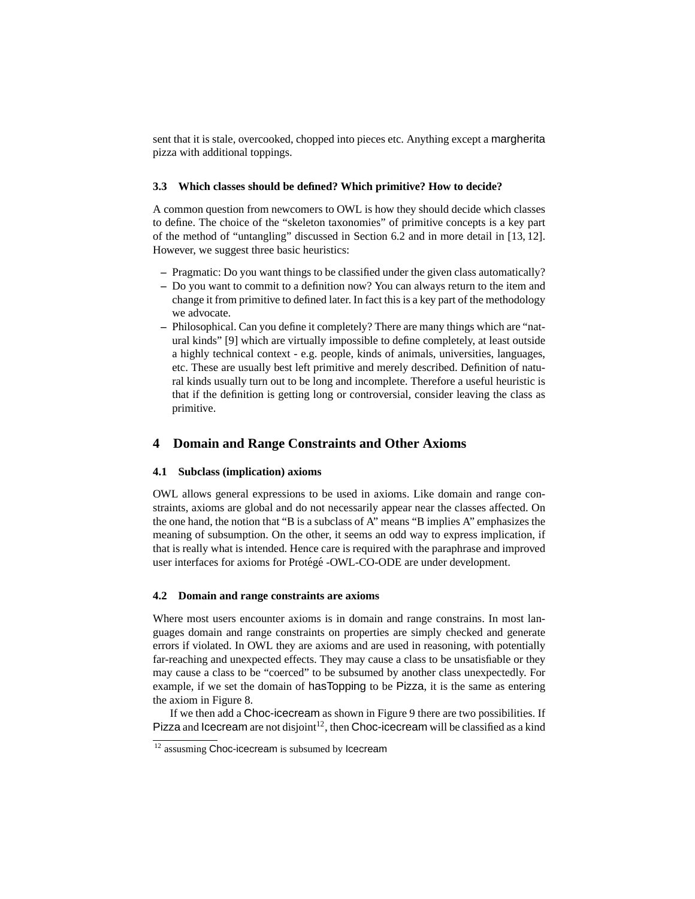sent that it is stale, overcooked, chopped into pieces etc. Anything except a margherita pizza with additional toppings.

### 3.3 Which classes should be defined? Which primitive? How to decide?

A common question from newcomers to OWL is how they should decide which classes to define. The choice of the "skeleton taxonomies" of primitive concepts is a key part of the method of "untangling" discussed in Section 6.2 and in more detail in [13, 12]. However, we suggest three basic heuristics:

- Pragmatic: Do you want things to be classified under the given class automatically?
- Do you want to commit to a definition now? You can always return to the item and change it from primitive to defined later. In fact this is a key part of the methodology we advocate.
- Philosophical. Can you define it completely? There are many things which are "natural kinds" [9] which are virtually impossible to define completely, at least outside a highly technical context - e.g. people, kinds of animals, universities, languages, etc. These are usually best left primitive and merely described. Definition of natural kinds usually turn out to be long and incomplete. Therefore a useful heuristic is that if the definition is getting long or controversial, consider leaving the class as primitive.

## 4 Domain and Range Constraints and Other Axioms

### 4.1 Subclass (implication) axioms

OWL allows general expressions to be used in axioms. Like domain and range constraints, axioms are global and do not necessarily appear near the classes affected. On the one hand, the notion that "B is a subclass of A" means "B implies A" emphasizes the meaning of subsumption. On the other, it seems an odd way to express implication, if that is really what is intended. Hence care is required with the paraphrase and improved user interfaces for axioms for Protégé -OWL-CO-ODE are under development.

### 4.2 Domain and range constraints are axioms

Where most users encounter axioms is in domain and range constrains. In most languages domain and range constraints on properties are simply checked and generate errors if violated. In OWL they are axioms and are used in reasoning, with potentially far-reaching and unexpected effects. They may cause a class to be unsatisfiable or they may cause a class to be "coerced" to be subsumed by another class unexpectedly. For example, if we set the domain of hasTopping to be Pizza, it is the same as entering the axiom in Figure 8.

If we then add a Choc-icecream as shown in Figure 9 there are two possibilities. If Pizza and Icecream are not disjoint[12], then Choc-icecream will be classified as a kind

[12] assusming Choc-icecream is subsumed by Icecream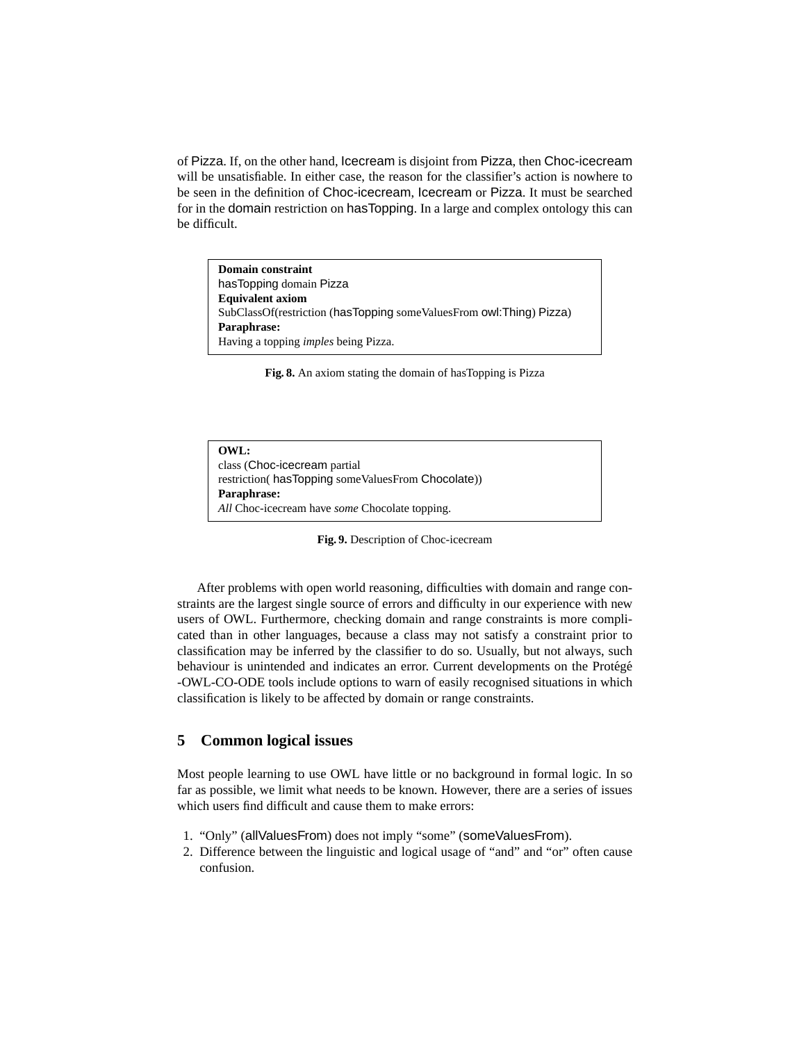of Pizza. If, on the other hand, Icecream is disjoint from Pizza, then Choc-icecream will be unsatisfiable. In either case, the reason for the classifier's action is nowhere to be seen in the definition of Choc-icecream, Icecream or Pizza. It must be searched for in the domain restriction on hasTopping. In a large and complex ontology this can be difficult.

> **Domain constraint**
> hasTopping domain Pizza
> **Equivalent axiom**
> SubClassOf(restriction (hasTopping someValuesFrom owl:Thing) Pizza)
> **Paraphrase:**
> Having a topping *imples* being Pizza.

**Fig. 8.** An axiom stating the domain of hasTopping is Pizza

> **OWL:**
> class (Choc-icecream partial
> restriction( hasTopping someValuesFrom Chocolate))
> **Paraphrase:**
> *All* Choc-icecream have *some* Chocolate topping.

**Fig. 9.** Description of Choc-icecream

After problems with open world reasoning, difficulties with domain and range constraints are the largest single source of errors and difficulty in our experience with new users of OWL. Furthermore, checking domain and range constraints is more complicated than in other languages, because a class may not satisfy a constraint prior to classification may be inferred by the classifier to do so. Usually, but not always, such behaviour is unintended and indicates an error. Current developments on the Protégé -OWL-CO-ODE tools include options to warn of easily recognised situations in which classification is likely to be affected by domain or range constraints.

## 5 Common logical issues

Most people learning to use OWL have little or no background in formal logic. In so far as possible, we limit what needs to be known. However, there are a series of issues which users find difficult and cause them to make errors:

1. "Only" (allValuesFrom) does not imply "some" (someValuesFrom).
2. Difference between the linguistic and logical usage of "and" and "or" often cause confusion.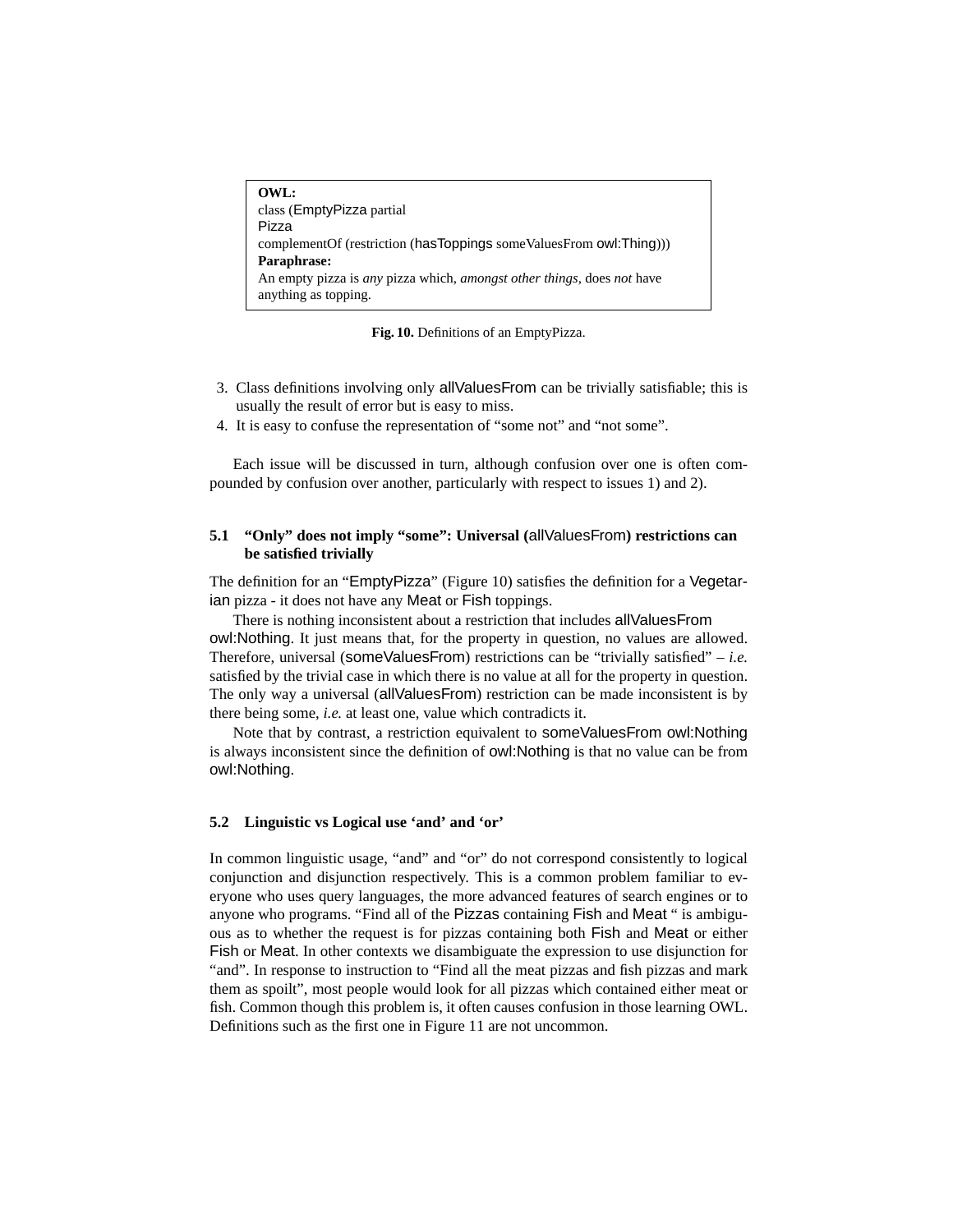**OWL:**
class (EmptyPizza partial
Pizza
complementOf (restriction (hasToppings someValuesFrom owl:Thing)))
**Paraphrase:**
An empty pizza is *any* pizza which, *amongst other things*, does *not* have anything as topping.

**Fig. 10.** Definitions of an EmptyPizza.

3. Class definitions involving only allValuesFrom can be trivially satisfiable; this is usually the result of error but is easy to miss.
4. It is easy to confuse the representation of "some not" and "not some".

Each issue will be discussed in turn, although confusion over one is often compounded by confusion over another, particularly with respect to issues 1) and 2).

### 5.1 "Only" does not imply "some": Universal (allValuesFrom) restrictions can be satisfied trivially

The definition for an "EmptyPizza" (Figure 10) satisfies the definition for a Vegetarian pizza - it does not have any Meat or Fish toppings.

There is nothing inconsistent about a restriction that includes allValuesFrom owl:Nothing. It just means that, for the property in question, no values are allowed. Therefore, universal (someValuesFrom) restrictions can be "trivially satisfied" – *i.e.* satisfied by the trivial case in which there is no value at all for the property in question. The only way a universal (allValuesFrom) restriction can be made inconsistent is by there being some, *i.e.* at least one, value which contradicts it.

Note that by contrast, a restriction equivalent to someValuesFrom owl:Nothing is always inconsistent since the definition of owl:Nothing is that no value can be from owl:Nothing.

### 5.2 Linguistic vs Logical use 'and' and 'or'

In common linguistic usage, "and" and "or" do not correspond consistently to logical conjunction and disjunction respectively. This is a common problem familiar to everyone who uses query languages, the more advanced features of search engines or to anyone who programs. "Find all of the Pizzas containing Fish and Meat " is ambiguous as to whether the request is for pizzas containing both Fish and Meat or either Fish or Meat. In other contexts we disambiguate the expression to use disjunction for "and". In response to instruction to "Find all the meat pizzas and fish pizzas and mark them as spoilt", most people would look for all pizzas which contained either meat or fish. Common though this problem is, it often causes confusion in those learning OWL. Definitions such as the first one in Figure 11 are not uncommon.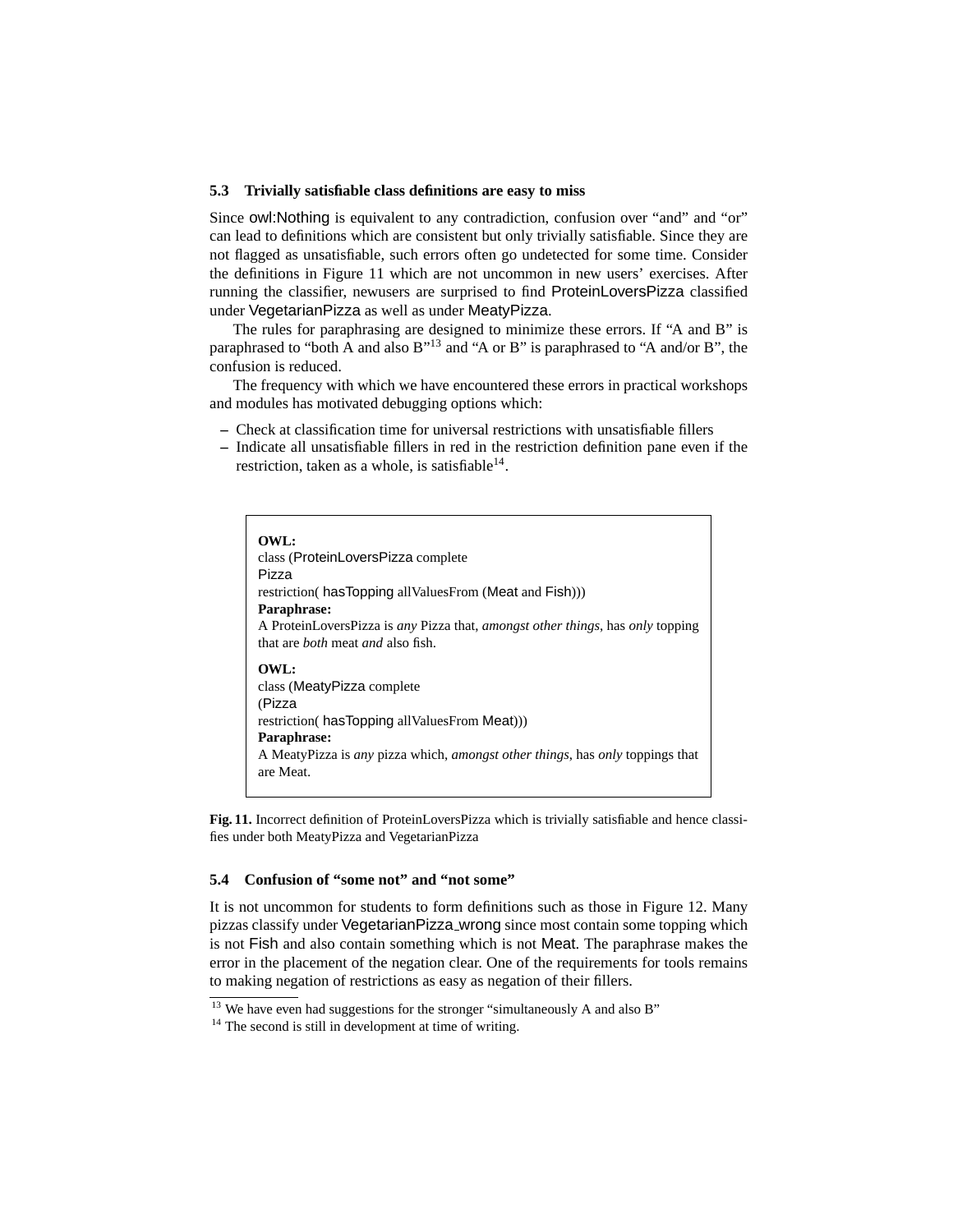### 5.3 Trivially satisfiable class definitions are easy to miss

Since owl:Nothing is equivalent to any contradiction, confusion over "and" and "or" can lead to definitions which are consistent but only trivially satisfiable. Since they are not flagged as unsatisfiable, such errors often go undetected for some time. Consider the definitions in Figure 11 which are not uncommon in new users' exercises. After running the classifier, newusers are surprised to find ProteinLoversPizza classified under VegetarianPizza as well as under MeatyPizza.

The rules for paraphrasing are designed to minimize these errors. If "A and B" is paraphrased to "both A and also B"[13] and "A or B" is paraphrased to "A and/or B", the confusion is reduced.

The frequency with which we have encountered these errors in practical workshops and modules has motivated debugging options which:

- Check at classification time for universal restrictions with unsatisfiable fillers
- Indicate all unsatisfiable fillers in red in the restriction definition pane even if the restriction, taken as a whole, is satisfiable[14].

**OWL:**
class (ProteinLoversPizza complete
Pizza
restriction( hasTopping allValuesFrom (Meat and Fish)))
**Paraphrase:**
A ProteinLoversPizza is *any* Pizza that, *amongst other things*, has *only* topping that are *both* meat *and* also fish.

**OWL:**
class (MeatyPizza complete
(Pizza
restriction( hasTopping allValuesFrom Meat)))
**Paraphrase:**
A MeatyPizza is *any* pizza which, *amongst other things*, has *only* toppings that are Meat.

**Fig. 11.** Incorrect definition of ProteinLoversPizza which is trivially satisfiable and hence classifies under both MeatyPizza and VegetarianPizza

### 5.4 Confusion of "some not" and "not some"

It is not uncommon for students to form definitions such as those in Figure 12. Many pizzas classify under VegetarianPizza_wrong since most contain some topping which is not Fish and also contain something which is not Meat. The paraphrase makes the error in the placement of the negation clear. One of the requirements for tools remains to making negation of restrictions as easy as negation of their fillers.

[13] We have even had suggestions for the stronger "simultaneously A and also B"

[14] The second is still in development at time of writing.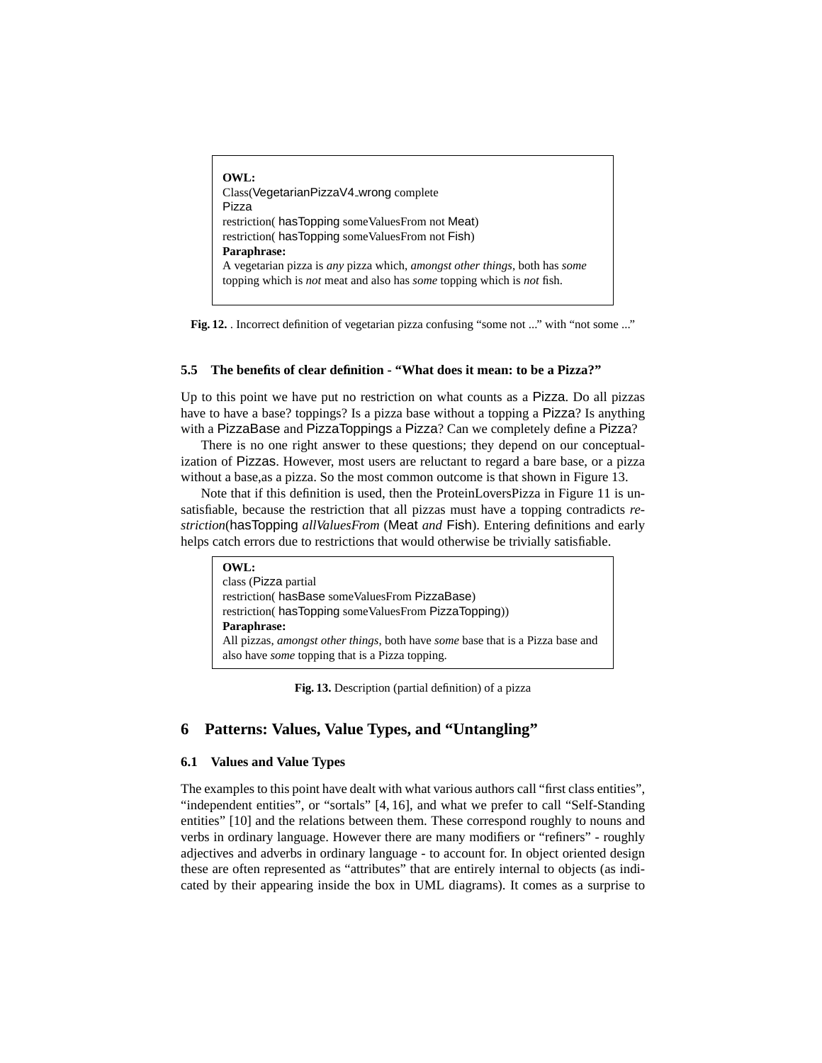**OWL:**
Class(VegetarianPizzaV4_wrong complete
Pizza
restriction( hasTopping someValuesFrom not Meat)
restriction( hasTopping someValuesFrom not Fish)
**Paraphrase:**
A vegetarian pizza is *any* pizza which, *amongst other things*, both has *some* topping which is *not* meat and also has *some* topping which is *not* fish.

**Fig. 12.** . Incorrect definition of vegetarian pizza confusing "some not ..." with "not some ..."

### 5.5 The benefits of clear definition - "What does it mean: to be a Pizza?"

Up to this point we have put no restriction on what counts as a Pizza. Do all pizzas have to have a base? toppings? Is a pizza base without a topping a Pizza? Is anything with a PizzaBase and PizzaToppings a Pizza? Can we completely define a Pizza?

There is no one right answer to these questions; they depend on our conceptualization of Pizzas. However, most users are reluctant to regard a bare base, or a pizza without a base,as a pizza. So the most common outcome is that shown in Figure 13.

Note that if this definition is used, then the ProteinLoversPizza in Figure 11 is unsatisfiable, because the restriction that all pizzas must have a topping contradicts *restriction*(hasTopping *allValuesFrom* (Meat *and* Fish). Entering definitions and early helps catch errors due to restrictions that would otherwise be trivially satisfiable.

**OWL:**
class (Pizza partial
restriction( hasBase someValuesFrom PizzaBase)
restriction( hasTopping someValuesFrom PizzaTopping))
**Paraphrase:**
All pizzas, *amongst other things*, both have *some* base that is a Pizza base and also have *some* topping that is a Pizza topping.

**Fig. 13.** Description (partial definition) of a pizza

## 6 Patterns: Values, Value Types, and "Untangling"

### 6.1 Values and Value Types

The examples to this point have dealt with what various authors call "first class entities", "independent entities", or "sortals" [4, 16], and what we prefer to call "Self-Standing entities" [10] and the relations between them. These correspond roughly to nouns and verbs in ordinary language. However there are many modifiers or "refiners" - roughly adjectives and adverbs in ordinary language - to account for. In object oriented design these are often represented as "attributes" that are entirely internal to objects (as indicated by their appearing inside the box in UML diagrams). It comes as a surprise to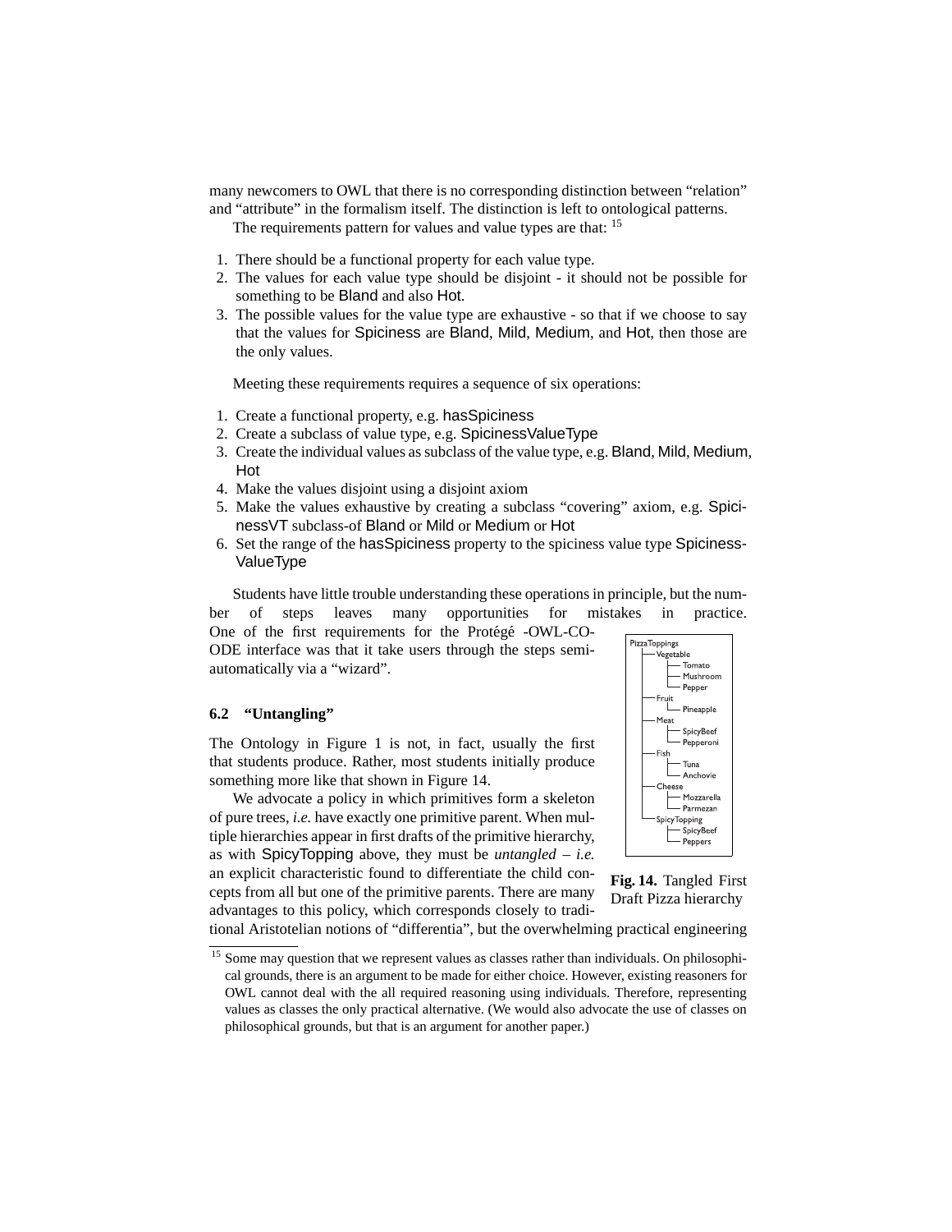many newcomers to OWL that there is no corresponding distinction between "relation" and "attribute" in the formalism itself. The distinction is left to ontological patterns.

The requirements pattern for values and value types are that: [15]

1. There should be a functional property for each value type.
2. The values for each value type should be disjoint - it should not be possible for something to be Bland and also Hot.
3. The possible values for the value type are exhaustive - so that if we choose to say that the values for Spiciness are Bland, Mild, Medium, and Hot, then those are the only values.

Meeting these requirements requires a sequence of six operations:

1. Create a functional property, e.g. hasSpiciness
2. Create a subclass of value type, e.g. SpicinessValueType
3. Create the individual values as subclass of the value type, e.g. Bland, Mild, Medium, Hot
4. Make the values disjoint using a disjoint axiom
5. Make the values exhaustive by creating a subclass "covering" axiom, e.g. SpicinessVT subclass-of Bland or Mild or Medium or Hot
6. Set the range of the hasSpiciness property to the spiciness value type SpicinessValueType

Students have little trouble understanding these operations in principle, but the number of steps leaves many opportunities for mistakes in practice. One of the first requirements for the Protégé -OWL-CO-ODE interface was that it take users through the steps semi-automatically via a "wizard".

### 6.2 "Untangling"

The Ontology in Figure 1 is not, in fact, usually the first that students produce. Rather, most students initially produce something more like that shown in Figure 14.

We advocate a policy in which primitives form a skeleton of pure trees, *i.e.* have exactly one primitive parent. When multiple hierarchies appear in first drafts of the primitive hierarchy, as with SpicyTopping above, they must be *untangled* – *i.e.* an explicit characteristic found to differentiate the child concepts from all but one of the primitive parents. There are many advantages to this policy, which corresponds closely to traditional Aristotelian notions of "differentia", but the overwhelming practical engineering

```
PizzaToppings
├── Vegetable
│   ├── Tomato
│   ├── Mushroom
│   └── Pepper
├── Fruit
│   └── Pineapple
├── Meat
│   ├── SpicyBeef
│   └── Pepperoni
├── Fish
│   ├── Tuna
│   └── Anchovie
├── Cheese
│   ├── Mozzarella
│   └── Parmezan
└── SpicyTopping
    ├── SpicyBeef
    └── Peppers
```

**Fig. 14.** Tangled First Draft Pizza hierarchy

[15] Some may question that we represent values as classes rather than individuals. On philosophical grounds, there is an argument to be made for either choice. However, existing reasoners for OWL cannot deal with the all required reasoning using individuals. Therefore, representing values as classes the only practical alternative. (We would also advocate the use of classes on philosophical grounds, but that is an argument for another paper.)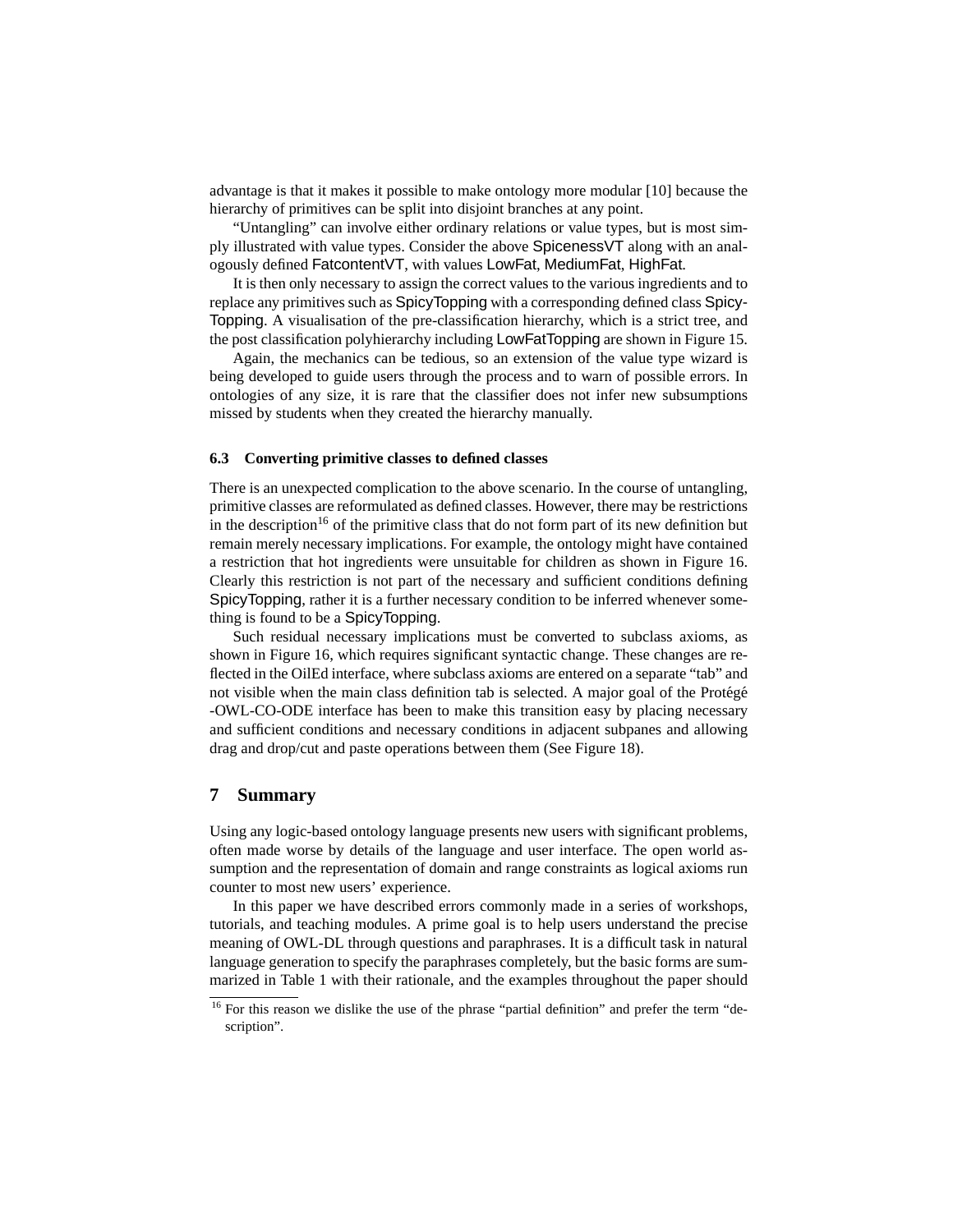advantage is that it makes it possible to make ontology more modular [10] because the hierarchy of primitives can be split into disjoint branches at any point.

"Untangling" can involve either ordinary relations or value types, but is most simply illustrated with value types. Consider the above SpicenessVT along with an analogously defined FatcontentVT, with values LowFat, MediumFat, HighFat.

It is then only necessary to assign the correct values to the various ingredients and to replace any primitives such as SpicyTopping with a corresponding defined class SpicyTopping. A visualisation of the pre-classification hierarchy, which is a strict tree, and the post classification polyhierarchy including LowFatTopping are shown in Figure 15.

Again, the mechanics can be tedious, so an extension of the value type wizard is being developed to guide users through the process and to warn of possible errors. In ontologies of any size, it is rare that the classifier does not infer new subsumptions missed by students when they created the hierarchy manually.

### 6.3 Converting primitive classes to defined classes

There is an unexpected complication to the above scenario. In the course of untangling, primitive classes are reformulated as defined classes. However, there may be restrictions in the description[16] of the primitive class that do not form part of its new definition but remain merely necessary implications. For example, the ontology might have contained a restriction that hot ingredients were unsuitable for children as shown in Figure 16. Clearly this restriction is not part of the necessary and sufficient conditions defining SpicyTopping, rather it is a further necessary condition to be inferred whenever something is found to be a SpicyTopping.

Such residual necessary implications must be converted to subclass axioms, as shown in Figure 16, which requires significant syntactic change. These changes are reflected in the OilEd interface, where subclass axioms are entered on a separate "tab" and not visible when the main class definition tab is selected. A major goal of the Protégé -OWL-CO-ODE interface has been to make this transition easy by placing necessary and sufficient conditions and necessary conditions in adjacent subpanes and allowing drag and drop/cut and paste operations between them (See Figure 18).

## 7 Summary

Using any logic-based ontology language presents new users with significant problems, often made worse by details of the language and user interface. The open world assumption and the representation of domain and range constraints as logical axioms run counter to most new users' experience.

In this paper we have described errors commonly made in a series of workshops, tutorials, and teaching modules. A prime goal is to help users understand the precise meaning of OWL-DL through questions and paraphrases. It is a difficult task in natural language generation to specify the paraphrases completely, but the basic forms are summarized in Table 1 with their rationale, and the examples throughout the paper should

[16] For this reason we dislike the use of the phrase "partial definition" and prefer the term "description".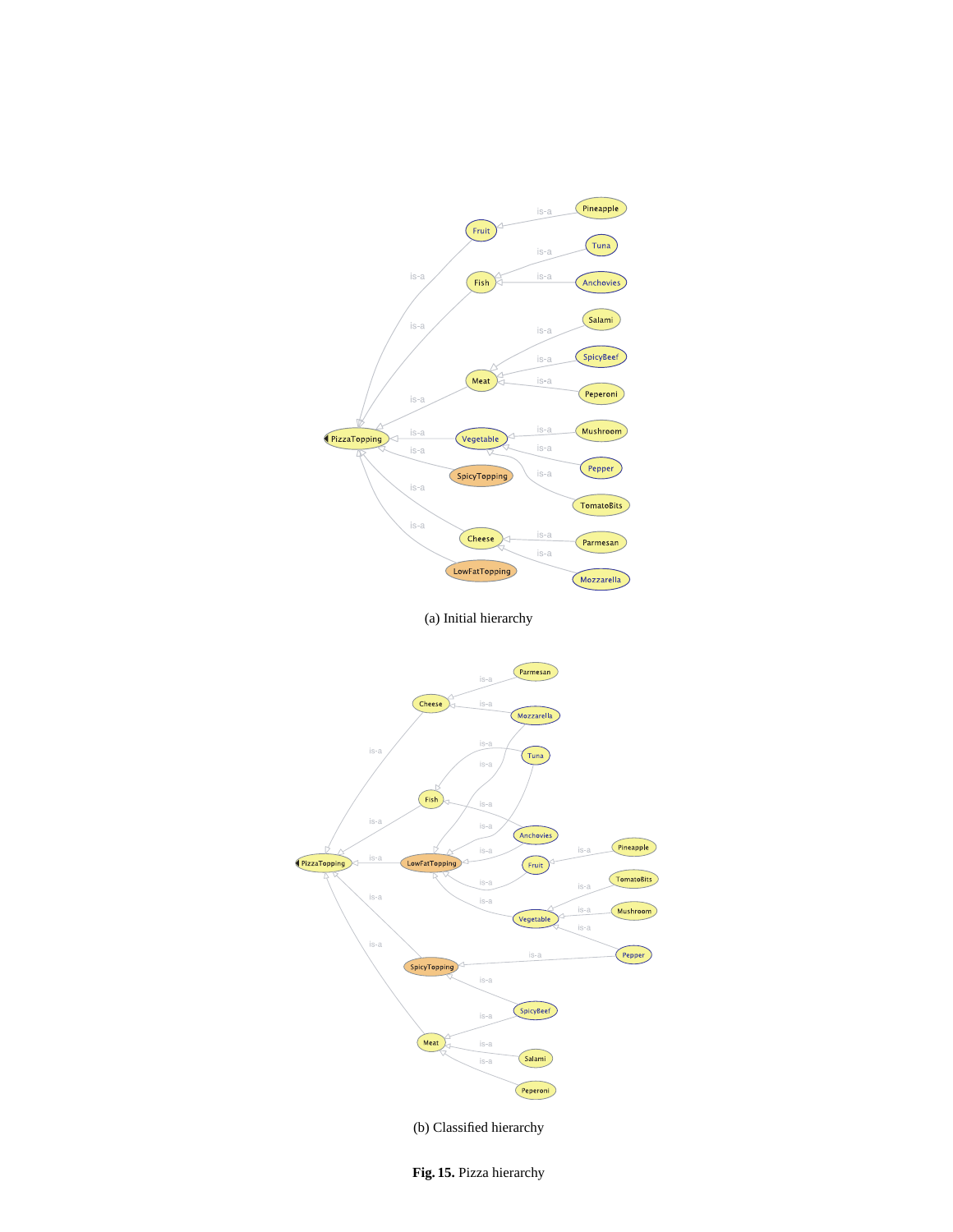(a) Initial hierarchy

(b) Classified hierarchy

**Fig. 15.** Pizza hierarchy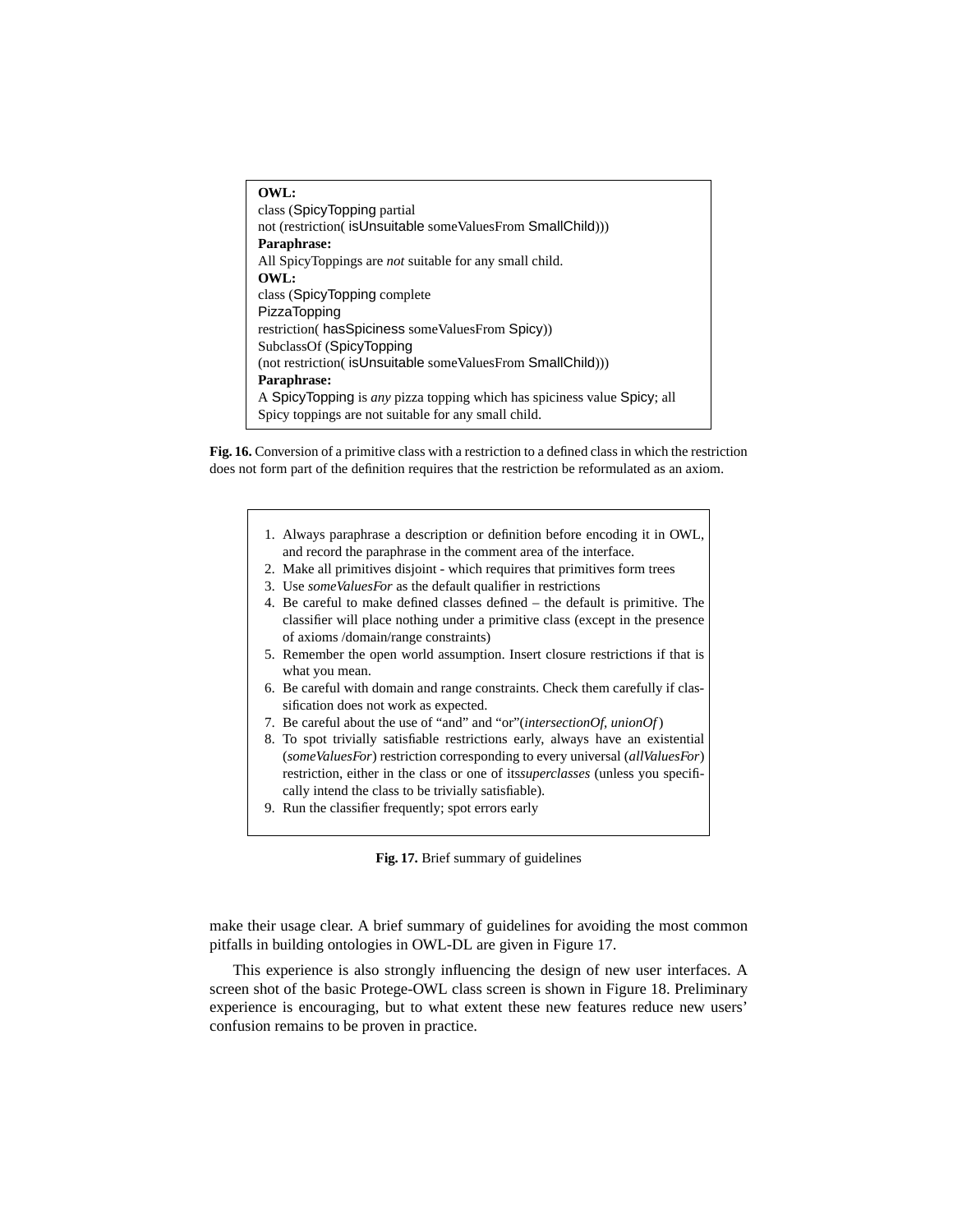**OWL:**
class (SpicyTopping partial
not (restriction( isUnsuitable someValuesFrom SmallChild)))
**Paraphrase:**
All SpicyToppings are *not* suitable for any small child.
**OWL:**
class (SpicyTopping complete
PizzaTopping
restriction( hasSpiciness someValuesFrom Spicy))
SubclassOf (SpicyTopping
(not restriction( isUnsuitable someValuesFrom SmallChild)))
**Paraphrase:**
A SpicyTopping is *any* pizza topping which has spiciness value Spicy; all Spicy toppings are not suitable for any small child.

**Fig. 16.** Conversion of a primitive class with a restriction to a defined class in which the restriction does not form part of the definition requires that the restriction be reformulated as an axiom.

1. Always paraphrase a description or definition before encoding it in OWL, and record the paraphrase in the comment area of the interface.
2. Make all primitives disjoint - which requires that primitives form trees
3. Use *someValuesFor* as the default qualifier in restrictions
4. Be careful to make defined classes defined – the default is primitive. The classifier will place nothing under a primitive class (except in the presence of axioms /domain/range constraints)
5. Remember the open world assumption. Insert closure restrictions if that is what you mean.
6. Be careful with domain and range constraints. Check them carefully if classification does not work as expected.
7. Be careful about the use of "and" and "or"(*intersectionOf, unionOf*)
8. To spot trivially satisfiable restrictions early, always have an existential (*someValuesFor*) restriction corresponding to every universal (*allValuesFor*) restriction, either in the class or one of its*superclasses* (unless you specifically intend the class to be trivially satisfiable).
9. Run the classifier frequently; spot errors early

**Fig. 17.** Brief summary of guidelines

make their usage clear. A brief summary of guidelines for avoiding the most common pitfalls in building ontologies in OWL-DL are given in Figure 17.

This experience is also strongly influencing the design of new user interfaces. A screen shot of the basic Protege-OWL class screen is shown in Figure 18. Preliminary experience is encouraging, but to what extent these new features reduce new users' confusion remains to be proven in practice.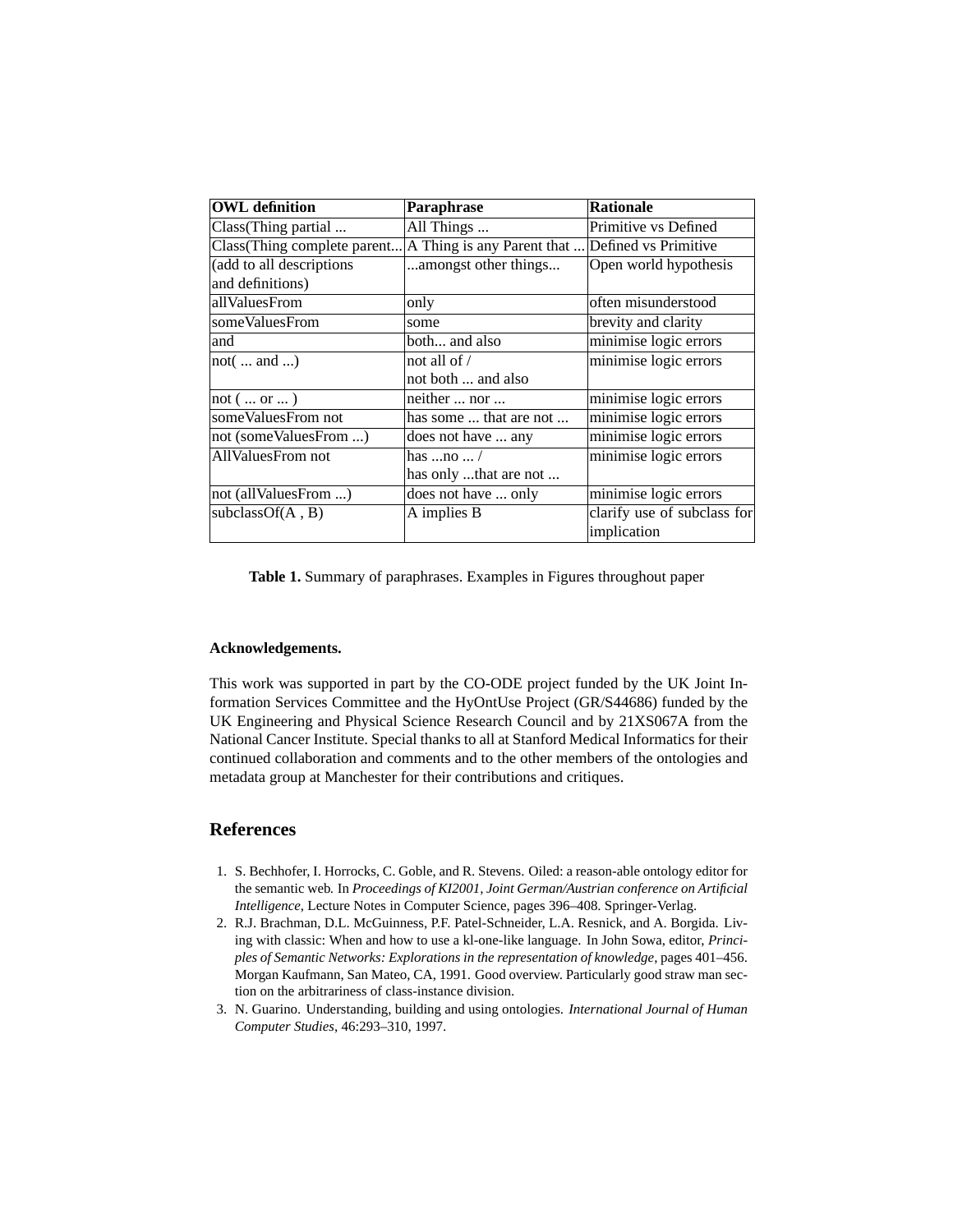| OWL definition | Paraphrase | Rationale |
| --- | --- | --- |
| Class(Thing partial ... | All Things ... | Primitive vs Defined |
| Class(Thing complete parent... | A Thing is any Parent that ... | Defined vs Primitive |
| (add to all descriptions and definitions) | ...amongst other things... | Open world hypothesis |
| allValuesFrom | only | often misunderstood |
| someValuesFrom | some | brevity and clarity |
| and | both... and also | minimise logic errors |
| not( ... and ...) | not all of / not both ... and also | minimise logic errors |
| not ( ... or ... ) | neither ... nor ... | minimise logic errors |
| someValuesFrom not | has some ... that are not ... | minimise logic errors |
| not (someValuesFrom ...) | does not have ... any | minimise logic errors |
| AllValuesFrom not | has ...no ... / has only ...that are not ... | minimise logic errors |
| not (allValuesFrom ...) | does not have ... only | minimise logic errors |
| subclassOf(A , B) | A implies B | clarify use of subclass for implication |

**Table 1.** Summary of paraphrases. Examples in Figures throughout paper

**Acknowledgements.**

This work was supported in part by the CO-ODE project funded by the UK Joint Information Services Committee and the HyOntUse Project (GR/S44686) funded by the UK Engineering and Physical Science Research Council and by 21XS067A from the National Cancer Institute. Special thanks to all at Stanford Medical Informatics for their continued collaboration and comments and to the other members of the ontologies and metadata group at Manchester for their contributions and critiques.

## References

1. S. Bechhofer, I. Horrocks, C. Goble, and R. Stevens. Oiled: a reason-able ontology editor for the semantic web. In *Proceedings of KI2001, Joint German/Austrian conference on Artificial Intelligence*, Lecture Notes in Computer Science, pages 396–408. Springer-Verlag.
2. R.J. Brachman, D.L. McGuinness, P.F. Patel-Schneider, L.A. Resnick, and A. Borgida. Living with classic: When and how to use a kl-one-like language. In John Sowa, editor, *Principles of Semantic Networks: Explorations in the representation of knowledge*, pages 401–456. Morgan Kaufmann, San Mateo, CA, 1991. Good overview. Particularly good straw man section on the arbitrariness of class-instance division.
3. N. Guarino. Understanding, building and using ontologies. *International Journal of Human Computer Studies*, 46:293–310, 1997.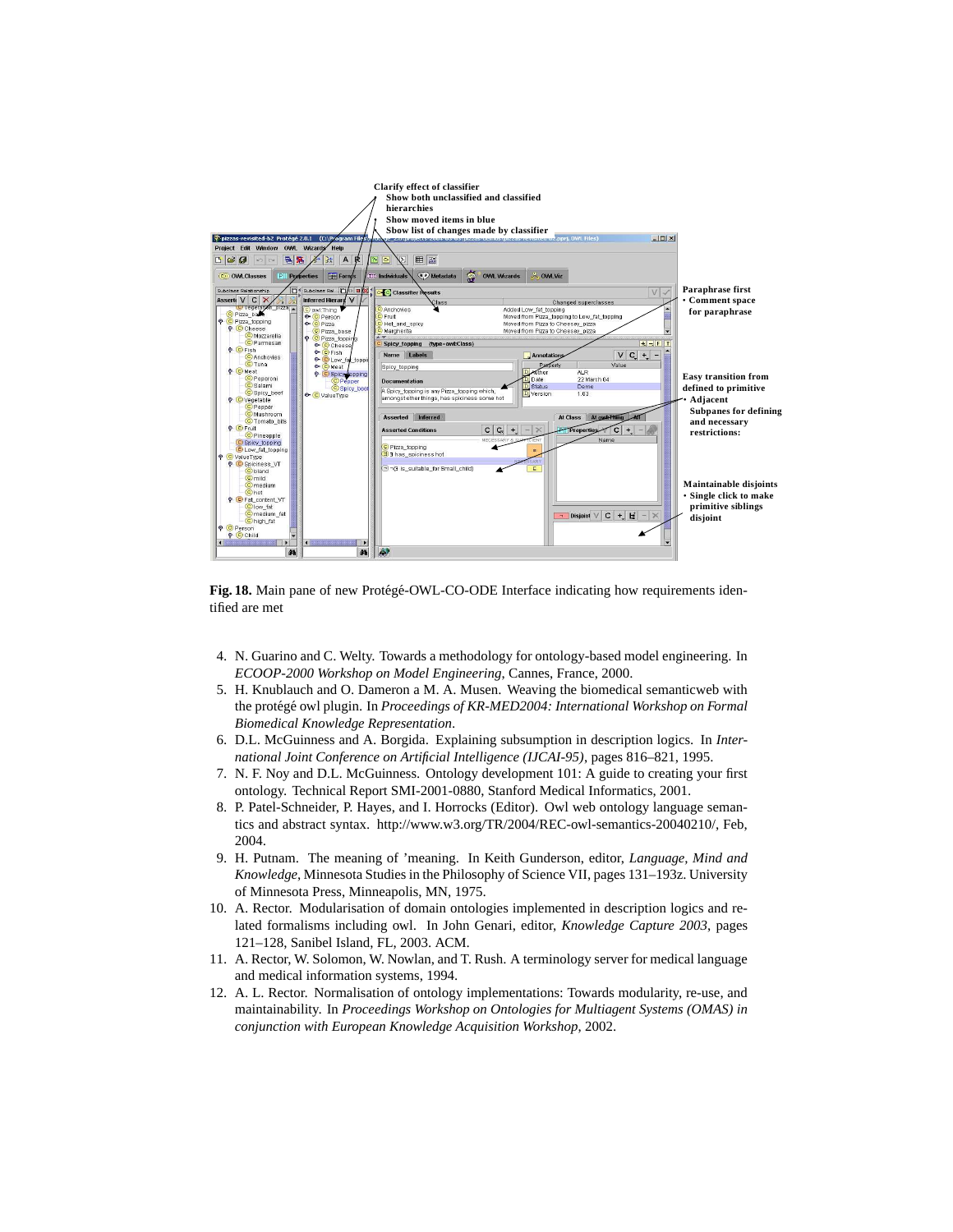Clarify effect of classifier
- Show both unclassified and classified hierarchies
- Show moved items in blue
- Sbow list of changes made by classifier

Paraphrase first
- Comment space for paraphrase

Easy transition from defined to primitive
- Adjacent Subpanes for defining and necessary restrictions:

Maintainable disjoints
- Single click to make primitive siblings disjoint

**Fig. 18.** Main pane of new Protégé-OWL-CO-ODE Interface indicating how requirements identified are met

4. N. Guarino and C. Welty. Towards a methodology for ontology-based model engineering. In *ECOOP-2000 Workshop on Model Engineering*, Cannes, France, 2000.
5. H. Knublauch and O. Dameron a M. A. Musen. Weaving the biomedical semanticweb with the protégé owl plugin. In *Proceedings of KR-MED2004: International Workshop on Formal Biomedical Knowledge Representation*.
6. D.L. McGuinness and A. Borgida. Explaining subsumption in description logics. In *International Joint Conference on Artificial Intelligence (IJCAI-95)*, pages 816–821, 1995.
7. N. F. Noy and D.L. McGuinness. Ontology development 101: A guide to creating your first ontology. Technical Report SMI-2001-0880, Stanford Medical Informatics, 2001.
8. P. Patel-Schneider, P. Hayes, and I. Horrocks (Editor). Owl web ontology language semantics and abstract syntax. http://www.w3.org/TR/2004/REC-owl-semantics-20040210/, Feb, 2004.
9. H. Putnam. The meaning of 'meaning. In Keith Gunderson, editor, *Language, Mind and Knowledge*, Minnesota Studies in the Philosophy of Science VII, pages 131–193z. University of Minnesota Press, Minneapolis, MN, 1975.
10. A. Rector. Modularisation of domain ontologies implemented in description logics and related formalisms including owl. In John Genari, editor, *Knowledge Capture 2003*, pages 121–128, Sanibel Island, FL, 2003. ACM.
11. A. Rector, W. Solomon, W. Nowlan, and T. Rush. A terminology server for medical language and medical information systems, 1994.
12. A. L. Rector. Normalisation of ontology implementations: Towards modularity, re-use, and maintainability. In *Proceedings Workshop on Ontologies for Multiagent Systems (OMAS) in conjunction with European Knowledge Acquisition Workshop*, 2002.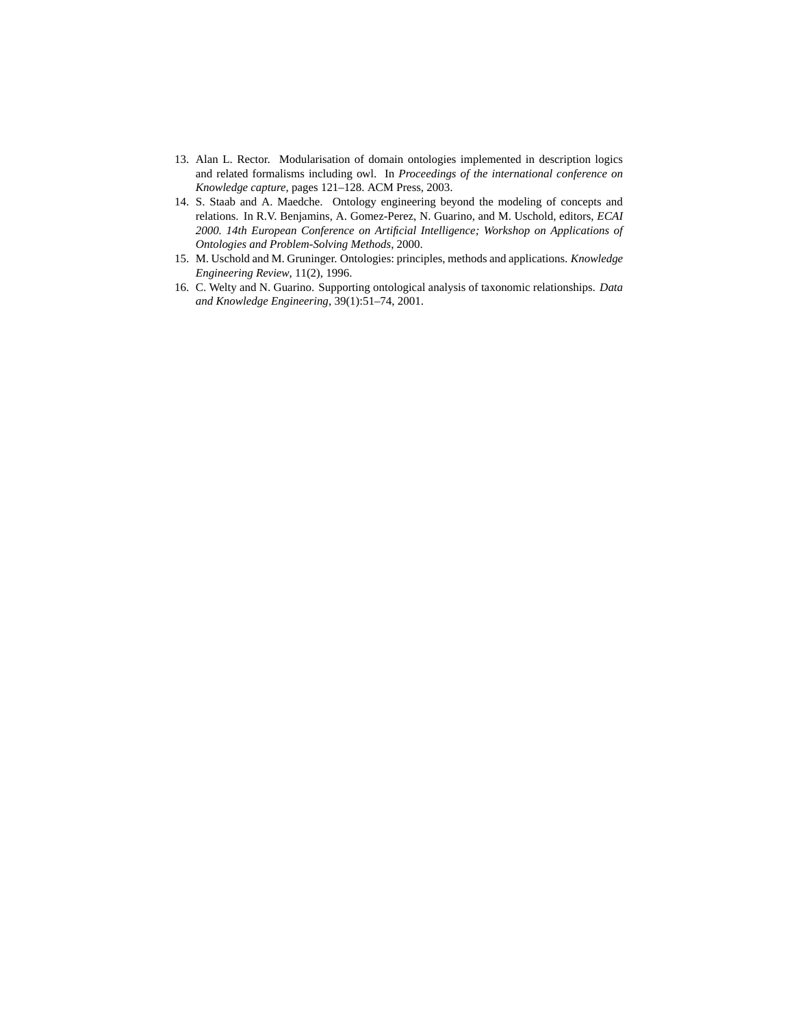13. Alan L. Rector. Modularisation of domain ontologies implemented in description logics and related formalisms including owl. In *Proceedings of the international conference on Knowledge capture*, pages 121–128. ACM Press, 2003.
14. S. Staab and A. Maedche. Ontology engineering beyond the modeling of concepts and relations. In R.V. Benjamins, A. Gomez-Perez, N. Guarino, and M. Uschold, editors, *ECAI 2000. 14th European Conference on Artificial Intelligence; Workshop on Applications of Ontologies and Problem-Solving Methods*, 2000.
15. M. Uschold and M. Gruninger. Ontologies: principles, methods and applications. *Knowledge Engineering Review*, 11(2), 1996.
16. C. Welty and N. Guarino. Supporting ontological analysis of taxonomic relationships. *Data and Knowledge Engineering*, 39(1):51–74, 2001.